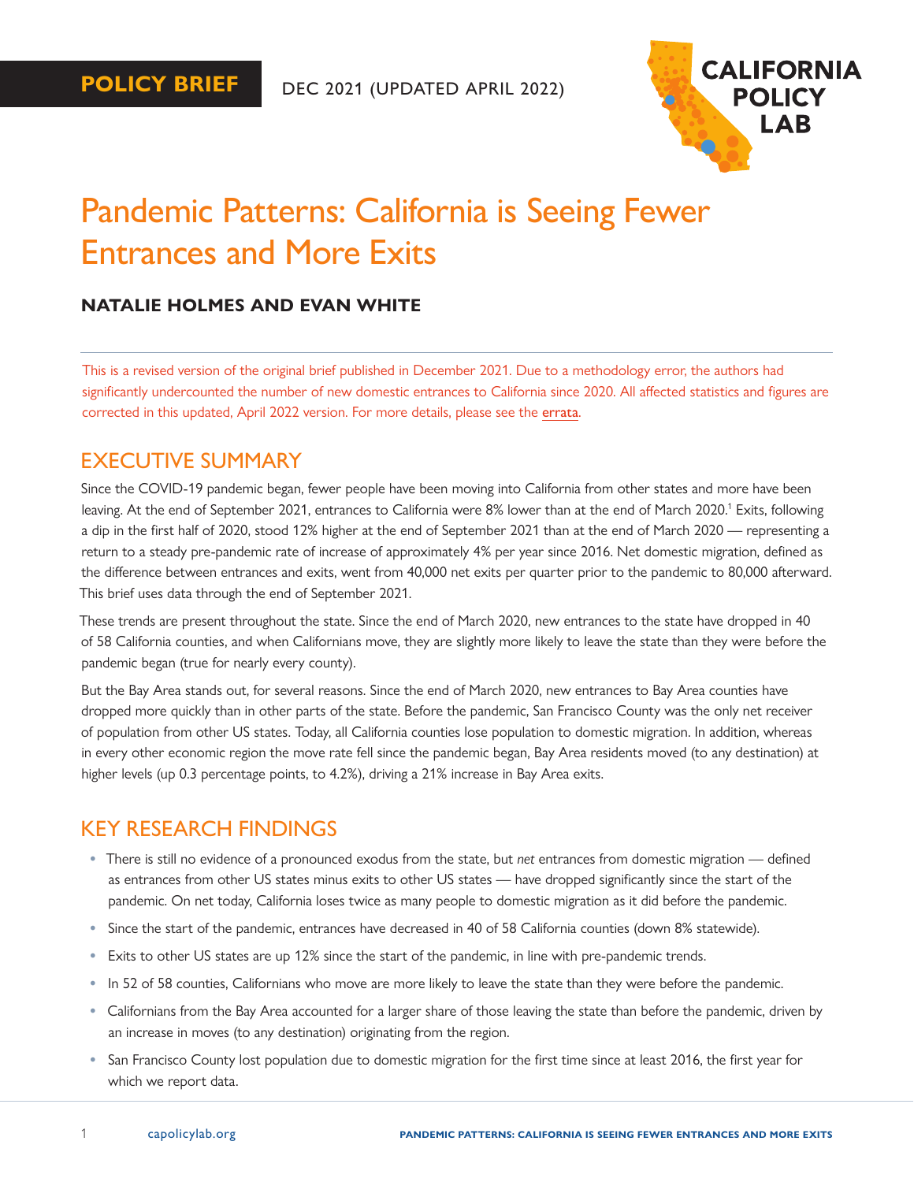POLICY BRIEF

DEC 2021 (UPDATED APRIL 2022)

CALIFORNIA POLICY LAB

# Pandemic Patterns: California is Seeing Fewer Entrances and More Exits

**NATALIE HOLMES AND EVAN WHITE**

This is a revised version of the original brief published in December 2021. Due to a methodology error, the authors had significantly undercounted the number of new domestic entrances to California since 2020. All affected statistics and figures are corrected in this updated, April 2022 version. For more details, please see the errata.

## EXECUTIVE SUMMARY

Since the COVID-19 pandemic began, fewer people have been moving into California from other states and more have been leaving. At the end of September 2021, entrances to California were 8% lower than at the end of March 2020.[1] Exits, following a dip in the first half of 2020, stood 12% higher at the end of September 2021 than at the end of March 2020 — representing a return to a steady pre-pandemic rate of increase of approximately 4% per year since 2016. Net domestic migration, defined as the difference between entrances and exits, went from 40,000 net exits per quarter prior to the pandemic to 80,000 afterward. This brief uses data through the end of September 2021.

These trends are present throughout the state. Since the end of March 2020, new entrances to the state have dropped in 40 of 58 California counties, and when Californians move, they are slightly more likely to leave the state than they were before the pandemic began (true for nearly every county).

But the Bay Area stands out, for several reasons. Since the end of March 2020, new entrances to Bay Area counties have dropped more quickly than in other parts of the state. Before the pandemic, San Francisco County was the only net receiver of population from other US states. Today, all California counties lose population to domestic migration. In addition, whereas in every other economic region the move rate fell since the pandemic began, Bay Area residents moved (to any destination) at higher levels (up 0.3 percentage points, to 4.2%), driving a 21% increase in Bay Area exits.

## KEY RESEARCH FINDINGS

- There is still no evidence of a pronounced exodus from the state, but *net* entrances from domestic migration — defined as entrances from other US states minus exits to other US states — have dropped significantly since the start of the pandemic. On net today, California loses twice as many people to domestic migration as it did before the pandemic.
- Since the start of the pandemic, entrances have decreased in 40 of 58 California counties (down 8% statewide).
- Exits to other US states are up 12% since the start of the pandemic, in line with pre-pandemic trends.
- In 52 of 58 counties, Californians who move are more likely to leave the state than they were before the pandemic.
- Californians from the Bay Area accounted for a larger share of those leaving the state than before the pandemic, driven by an increase in moves (to any destination) originating from the region.
- San Francisco County lost population due to domestic migration for the first time since at least 2016, the first year for which we report data.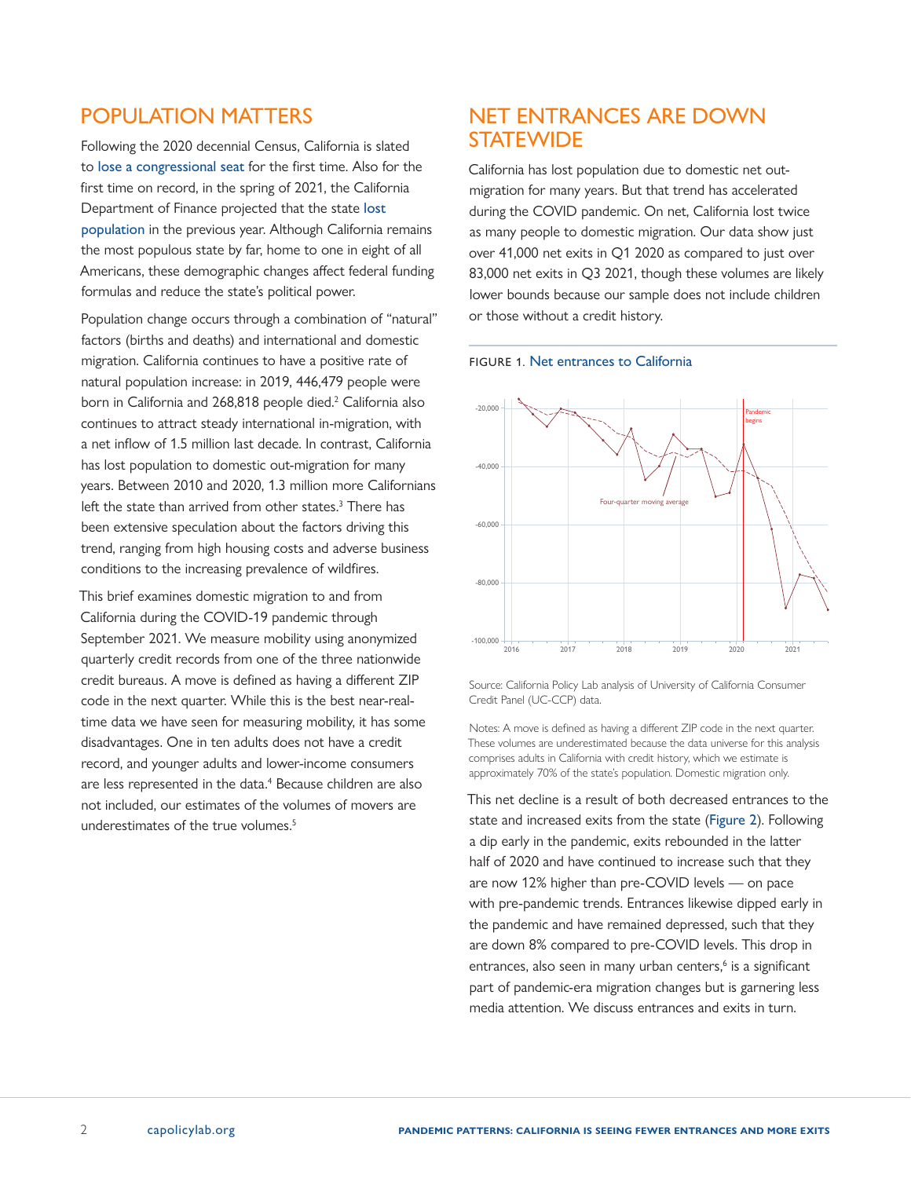## POPULATION MATTERS

Following the 2020 decennial Census, California is slated to lose a congressional seat for the first time. Also for the first time on record, in the spring of 2021, the California Department of Finance projected that the state lost population in the previous year. Although California remains the most populous state by far, home to one in eight of all Americans, these demographic changes affect federal funding formulas and reduce the state's political power.

Population change occurs through a combination of "natural" factors (births and deaths) and international and domestic migration. California continues to have a positive rate of natural population increase: in 2019, 446,479 people were born in California and 268,818 people died.[2] California also continues to attract steady international in-migration, with a net inflow of 1.5 million last decade. In contrast, California has lost population to domestic out-migration for many years. Between 2010 and 2020, 1.3 million more Californians left the state than arrived from other states.[3] There has been extensive speculation about the factors driving this trend, ranging from high housing costs and adverse business conditions to the increasing prevalence of wildfires.

This brief examines domestic migration to and from California during the COVID-19 pandemic through September 2021. We measure mobility using anonymized quarterly credit records from one of the three nationwide credit bureaus. A move is defined as having a different ZIP code in the next quarter. While this is the best near-real-time data we have seen for measuring mobility, it has some disadvantages. One in ten adults does not have a credit record, and younger adults and lower-income consumers are less represented in the data.[4] Because children are also not included, our estimates of the volumes of movers are underestimates of the true volumes.[5]

## NET ENTRANCES ARE DOWN STATEWIDE

California has lost population due to domestic net out-migration for many years. But that trend has accelerated during the COVID pandemic. On net, California lost twice as many people to domestic migration. Our data show just over 41,000 net exits in Q1 2020 as compared to just over 83,000 net exits in Q3 2021, though these volumes are likely lower bounds because our sample does not include children or those without a credit history.

FIGURE 1. Net entrances to California

Source: California Policy Lab analysis of University of California Consumer Credit Panel (UC-CCP) data.

Notes: A move is defined as having a different ZIP code in the next quarter. These volumes are underestimated because the data universe for this analysis comprises adults in California with credit history, which we estimate is approximately 70% of the state's population. Domestic migration only.

This net decline is a result of both decreased entrances to the state and increased exits from the state (Figure 2). Following a dip early in the pandemic, exits rebounded in the latter half of 2020 and have continued to increase such that they are now 12% higher than pre-COVID levels — on pace with pre-pandemic trends. Entrances likewise dipped early in the pandemic and have remained depressed, such that they are down 8% compared to pre-COVID levels. This drop in entrances, also seen in many urban centers,[6] is a significant part of pandemic-era migration changes but is garnering less media attention. We discuss entrances and exits in turn.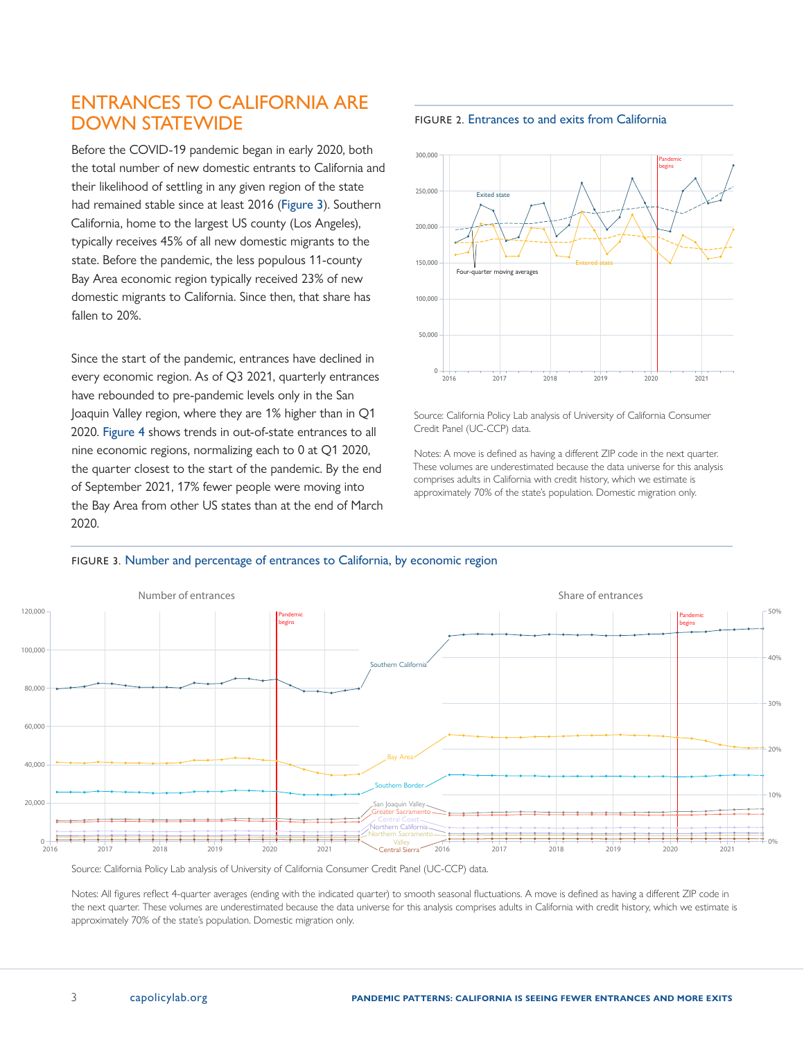## ENTRANCES TO CALIFORNIA ARE DOWN STATEWIDE

Before the COVID-19 pandemic began in early 2020, both the total number of new domestic entrants to California and their likelihood of settling in any given region of the state had remained stable since at least 2016 (Figure 3). Southern California, home to the largest US county (Los Angeles), typically receives 45% of all new domestic migrants to the state. Before the pandemic, the less populous 11-county Bay Area economic region typically received 23% of new domestic migrants to California. Since then, that share has fallen to 20%.

Since the start of the pandemic, entrances have declined in every economic region. As of Q3 2021, quarterly entrances have rebounded to pre-pandemic levels only in the San Joaquin Valley region, where they are 1% higher than in Q1 2020. Figure 4 shows trends in out-of-state entrances to all nine economic regions, normalizing each to 0 at Q1 2020, the quarter closest to the start of the pandemic. By the end of September 2021, 17% fewer people were moving into the Bay Area from other US states than at the end of March 2020.

FIGURE 2. Entrances to and exits from California

Source: California Policy Lab analysis of University of California Consumer Credit Panel (UC-CCP) data.

Notes: A move is defined as having a different ZIP code in the next quarter. These volumes are underestimated because the data universe for this analysis comprises adults in California with credit history, which we estimate is approximately 70% of the state's population. Domestic migration only.

FIGURE 3. Number and percentage of entrances to California, by economic region

Source: California Policy Lab analysis of University of California Consumer Credit Panel (UC-CCP) data.

Notes: All figures reflect 4-quarter averages (ending with the indicated quarter) to smooth seasonal fluctuations. A move is defined as having a different ZIP code in the next quarter. These volumes are underestimated because the data universe for this analysis comprises adults in California with credit history, which we estimate is approximately 70% of the state's population. Domestic migration only.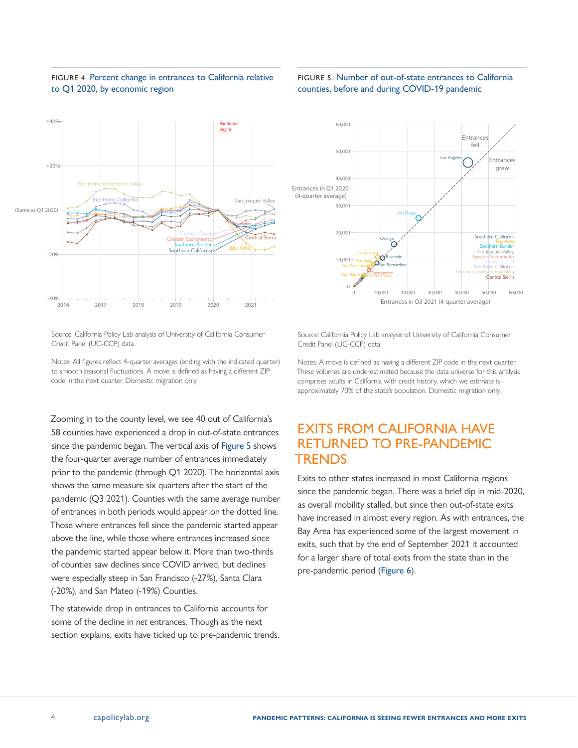FIGURE 4. Percent change in entrances to California relative to Q1 2020, by economic region

Source: California Policy Lab analysis of University of California Consumer Credit Panel (UC-CCP) data.

Notes: All figures reflect 4-quarter averages (ending with the indicated quarter) to smooth seasonal fluctuations. A move is defined as having a different ZIP code in the next quarter. Domestic migration only.

FIGURE 5. Number of out-of-state entrances to California counties, before and during COVID-19 pandemic

Source: California Policy Lab analysis of University of California Consumer Credit Panel (UC-CCP) data.

Notes: A move is defined as having a different ZIP code in the next quarter. These volumes are underestimated because the data universe for this analysis comprises adults in California with credit history, which we estimate is approximately 70% of the state's population. Domestic migration only.

Zooming in to the county level, we see 40 out of California's 58 counties have experienced a drop in out-of-state entrances since the pandemic began. The vertical axis of Figure 5 shows the four-quarter average number of entrances immediately prior to the pandemic (through Q1 2020). The horizontal axis shows the same measure six quarters after the start of the pandemic (Q3 2021). Counties with the same average number of entrances in both periods would appear on the dotted line. Those where entrances fell since the pandemic started appear above the line, while those where entrances increased since the pandemic started appear below it. More than two-thirds of counties saw declines since COVID arrived, but declines were especially steep in San Francisco (-27%), Santa Clara (-20%), and San Mateo (-19%) Counties.

The statewide drop in entrances to California accounts for some of the decline in *net* entrances. Though as the next section explains, exits have ticked up to pre-pandemic trends.

## EXITS FROM CALIFORNIA HAVE RETURNED TO PRE-PANDEMIC TRENDS

Exits to other states increased in most California regions since the pandemic began. There was a brief dip in mid-2020, as overall mobility stalled, but since then out-of-state exits have increased in almost every region. As with entrances, the Bay Area has experienced some of the largest movement in exits, such that by the end of September 2021 it accounted for a larger share of total exits from the state than in the pre-pandemic period (Figure 6).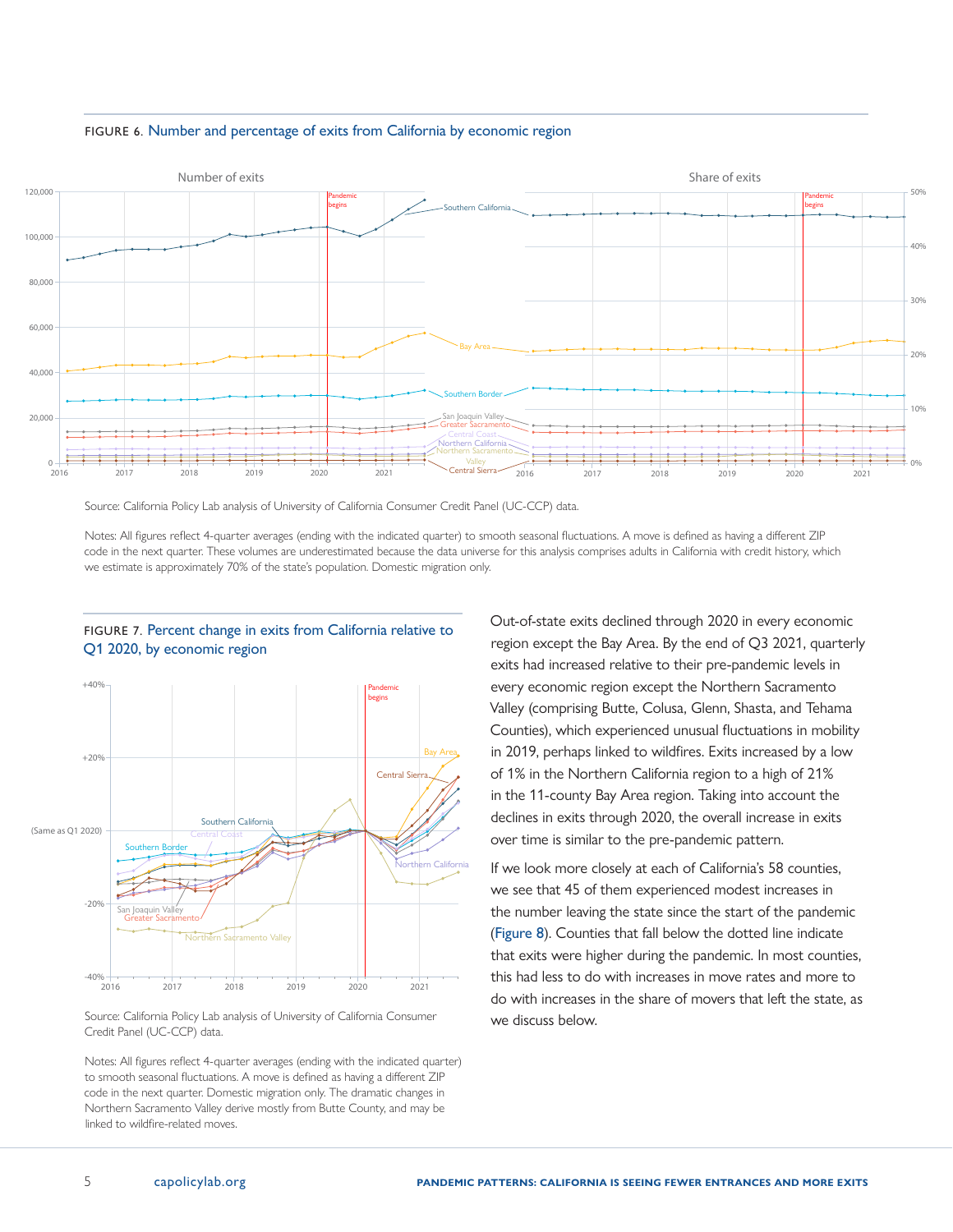FIGURE 6. Number and percentage of exits from California by economic region

Source: California Policy Lab analysis of University of California Consumer Credit Panel (UC-CCP) data.

Notes: All figures reflect 4-quarter averages (ending with the indicated quarter) to smooth seasonal fluctuations. A move is defined as having a different ZIP code in the next quarter. These volumes are underestimated because the data universe for this analysis comprises adults in California with credit history, which we estimate is approximately 70% of the state's population. Domestic migration only.

FIGURE 7. Percent change in exits from California relative to Q1 2020, by economic region

Source: California Policy Lab analysis of University of California Consumer Credit Panel (UC-CCP) data.

Notes: All figures reflect 4-quarter averages (ending with the indicated quarter) to smooth seasonal fluctuations. A move is defined as having a different ZIP code in the next quarter. Domestic migration only. The dramatic changes in Northern Sacramento Valley derive mostly from Butte County, and may be linked to wildfire-related moves.

Out-of-state exits declined through 2020 in every economic region except the Bay Area. By the end of Q3 2021, quarterly exits had increased relative to their pre-pandemic levels in every economic region except the Northern Sacramento Valley (comprising Butte, Colusa, Glenn, Shasta, and Tehama Counties), which experienced unusual fluctuations in mobility in 2019, perhaps linked to wildfires. Exits increased by a low of 1% in the Northern California region to a high of 21% in the 11-county Bay Area region. Taking into account the declines in exits through 2020, the overall increase in exits over time is similar to the pre-pandemic pattern.

If we look more closely at each of California's 58 counties, we see that 45 of them experienced modest increases in the number leaving the state since the start of the pandemic (Figure 8). Counties that fall below the dotted line indicate that exits were higher during the pandemic. In most counties, this had less to do with increases in move rates and more to do with increases in the share of movers that left the state, as we discuss below.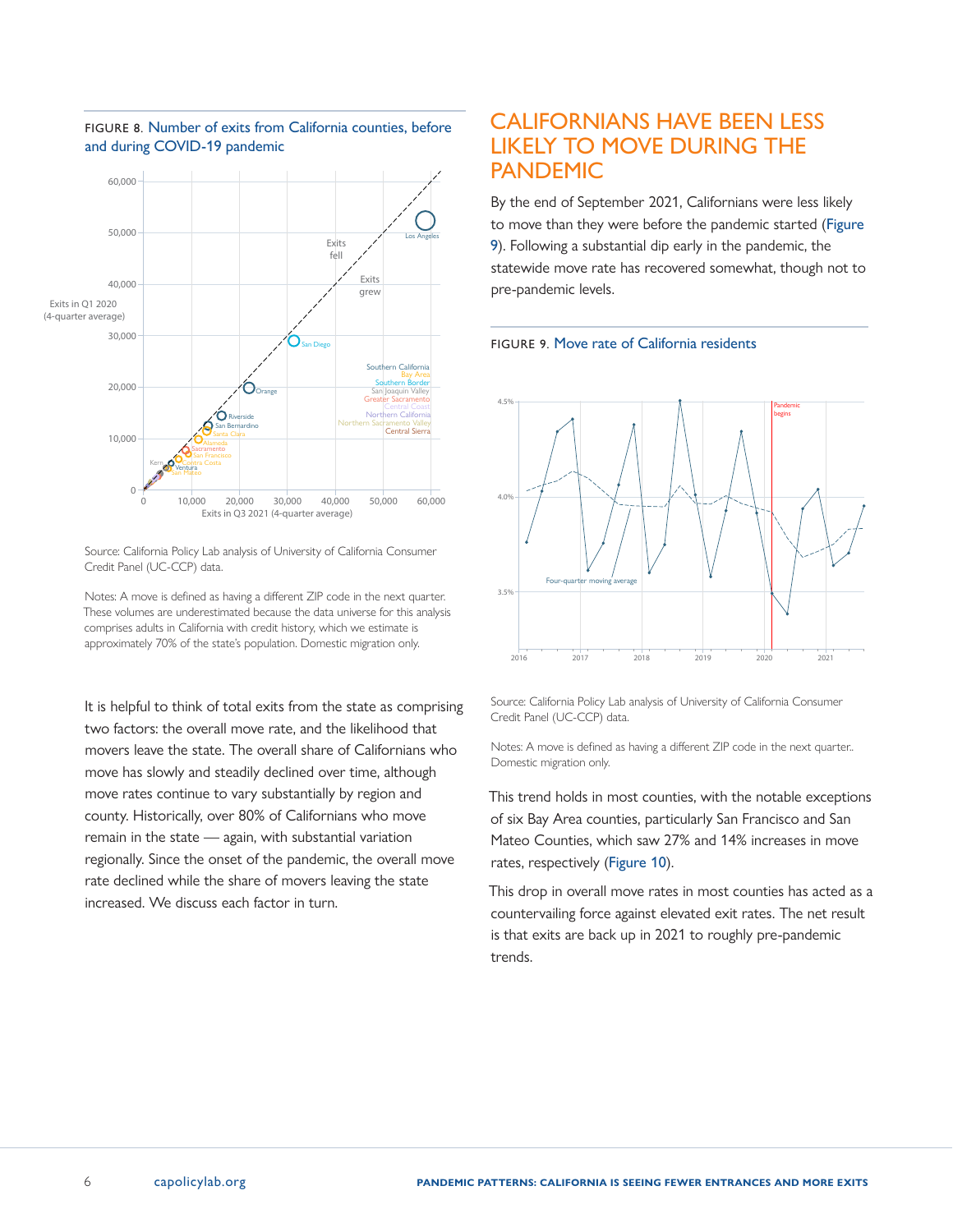FIGURE 8. Number of exits from California counties, before and during COVID-19 pandemic

Source: California Policy Lab analysis of University of California Consumer Credit Panel (UC-CCP) data.

Notes: A move is defined as having a different ZIP code in the next quarter. These volumes are underestimated because the data universe for this analysis comprises adults in California with credit history, which we estimate is approximately 70% of the state's population. Domestic migration only.

It is helpful to think of total exits from the state as comprising two factors: the overall move rate, and the likelihood that movers leave the state. The overall share of Californians who move has slowly and steadily declined over time, although move rates continue to vary substantially by region and county. Historically, over 80% of Californians who move remain in the state — again, with substantial variation regionally. Since the onset of the pandemic, the overall move rate declined while the share of movers leaving the state increased. We discuss each factor in turn.

## CALIFORNIANS HAVE BEEN LESS LIKELY TO MOVE DURING THE PANDEMIC

By the end of September 2021, Californians were less likely to move than they were before the pandemic started (Figure 9). Following a substantial dip early in the pandemic, the statewide move rate has recovered somewhat, though not to pre-pandemic levels.

FIGURE 9. Move rate of California residents

Source: California Policy Lab analysis of University of California Consumer Credit Panel (UC-CCP) data.

Notes: A move is defined as having a different ZIP code in the next quarter.. Domestic migration only.

This trend holds in most counties, with the notable exceptions of six Bay Area counties, particularly San Francisco and San Mateo Counties, which saw 27% and 14% increases in move rates, respectively (Figure 10).

This drop in overall move rates in most counties has acted as a countervailing force against elevated exit rates. The net result is that exits are back up in 2021 to roughly pre-pandemic trends.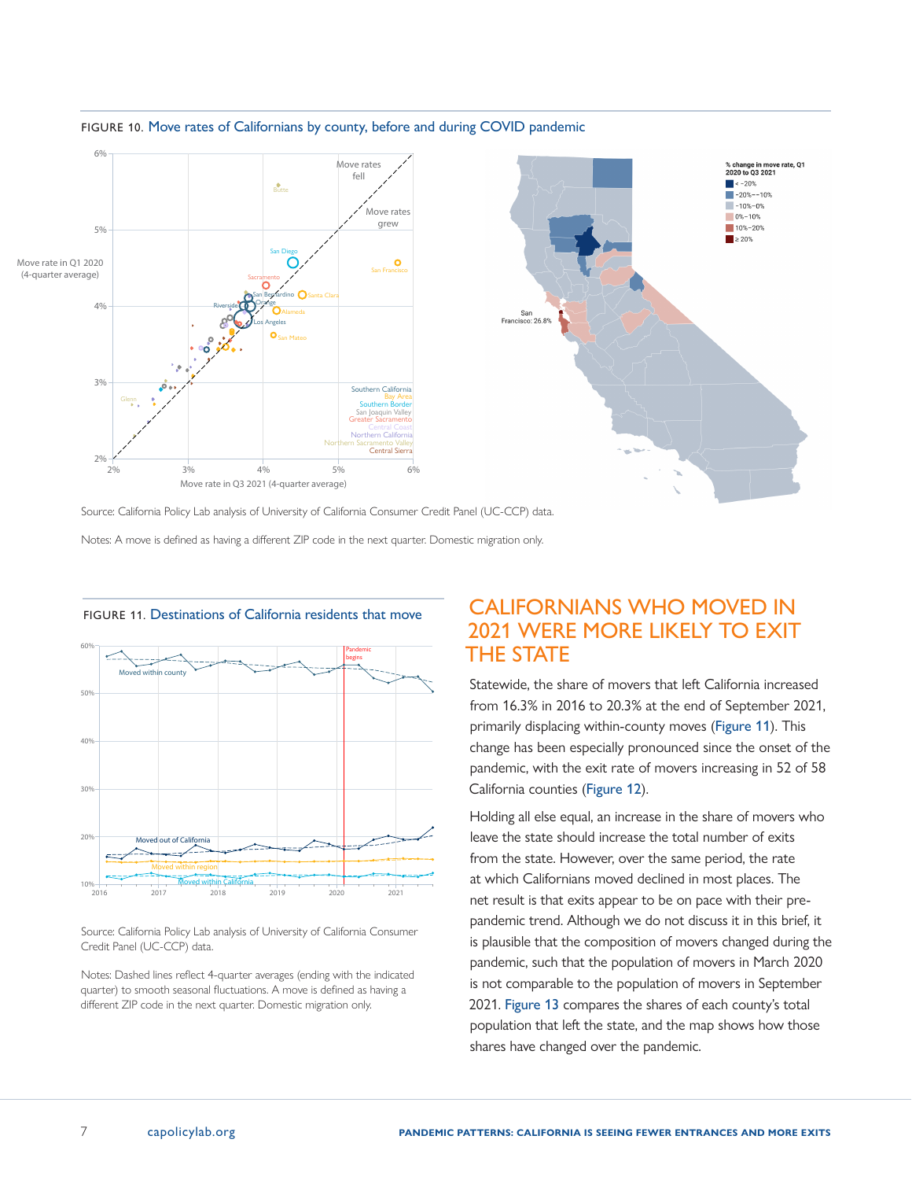FIGURE 10. Move rates of Californians by county, before and during COVID pandemic

Source: California Policy Lab analysis of University of California Consumer Credit Panel (UC-CCP) data.

Notes: A move is defined as having a different ZIP code in the next quarter. Domestic migration only.

FIGURE 11. Destinations of California residents that move

Source: California Policy Lab analysis of University of California Consumer Credit Panel (UC-CCP) data.

Notes: Dashed lines reflect 4-quarter averages (ending with the indicated quarter) to smooth seasonal fluctuations. A move is defined as having a different ZIP code in the next quarter. Domestic migration only.

## CALIFORNIANS WHO MOVED IN 2021 WERE MORE LIKELY TO EXIT THE STATE

Statewide, the share of movers that left California increased from 16.3% in 2016 to 20.3% at the end of September 2021, primarily displacing within-county moves (Figure 11). This change has been especially pronounced since the onset of the pandemic, with the exit rate of movers increasing in 52 of 58 California counties (Figure 12).

Holding all else equal, an increase in the share of movers who leave the state should increase the total number of exits from the state. However, over the same period, the rate at which Californians moved declined in most places. The net result is that exits appear to be on pace with their pre-pandemic trend. Although we do not discuss it in this brief, it is plausible that the composition of movers changed during the pandemic, such that the population of movers in March 2020 is not comparable to the population of movers in September 2021. Figure 13 compares the shares of each county's total population that left the state, and the map shows how those shares have changed over the pandemic.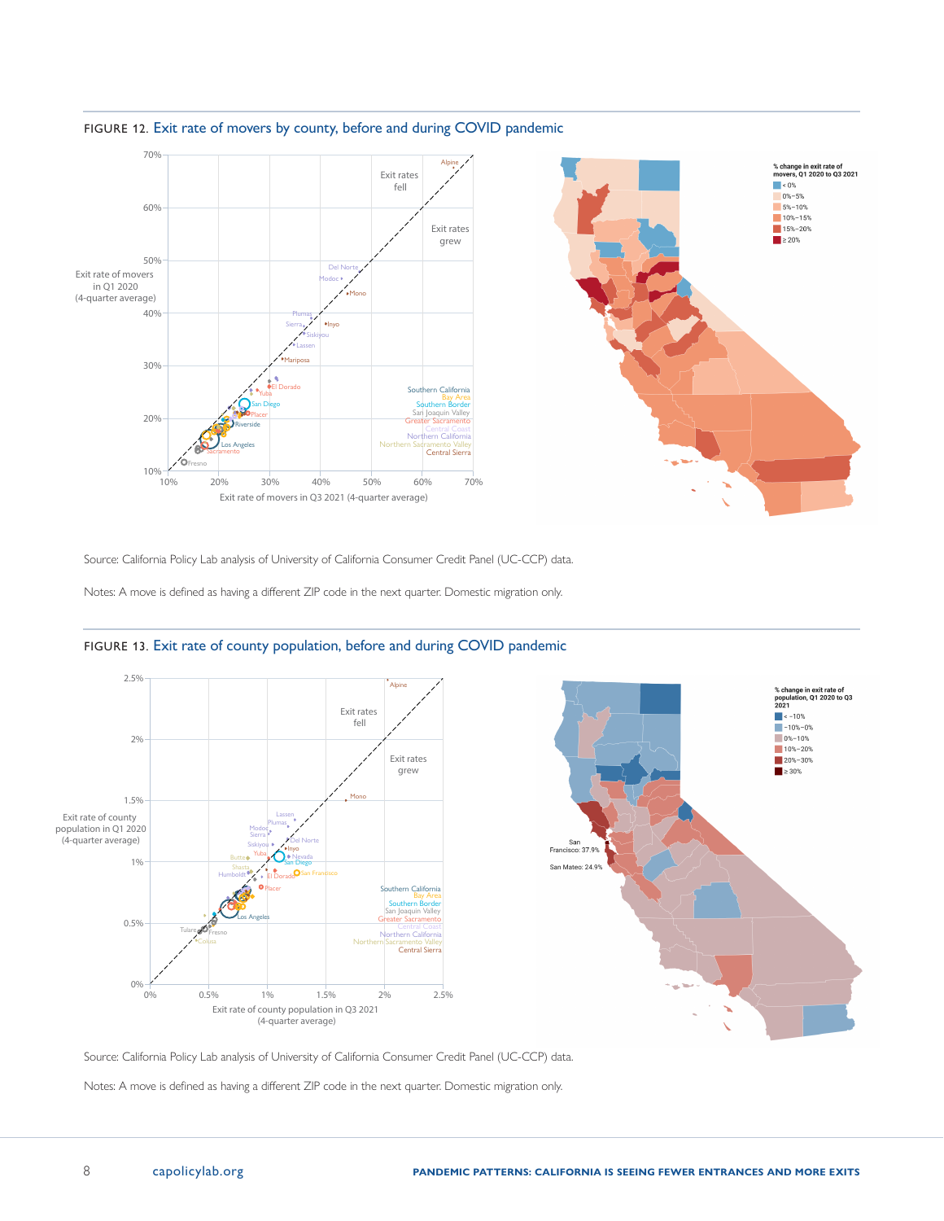FIGURE 12. Exit rate of movers by county, before and during COVID pandemic

Source: California Policy Lab analysis of University of California Consumer Credit Panel (UC-CCP) data.

Notes: A move is defined as having a different ZIP code in the next quarter. Domestic migration only.

FIGURE 13. Exit rate of county population, before and during COVID pandemic

Source: California Policy Lab analysis of University of California Consumer Credit Panel (UC-CCP) data.

Notes: A move is defined as having a different ZIP code in the next quarter. Domestic migration only.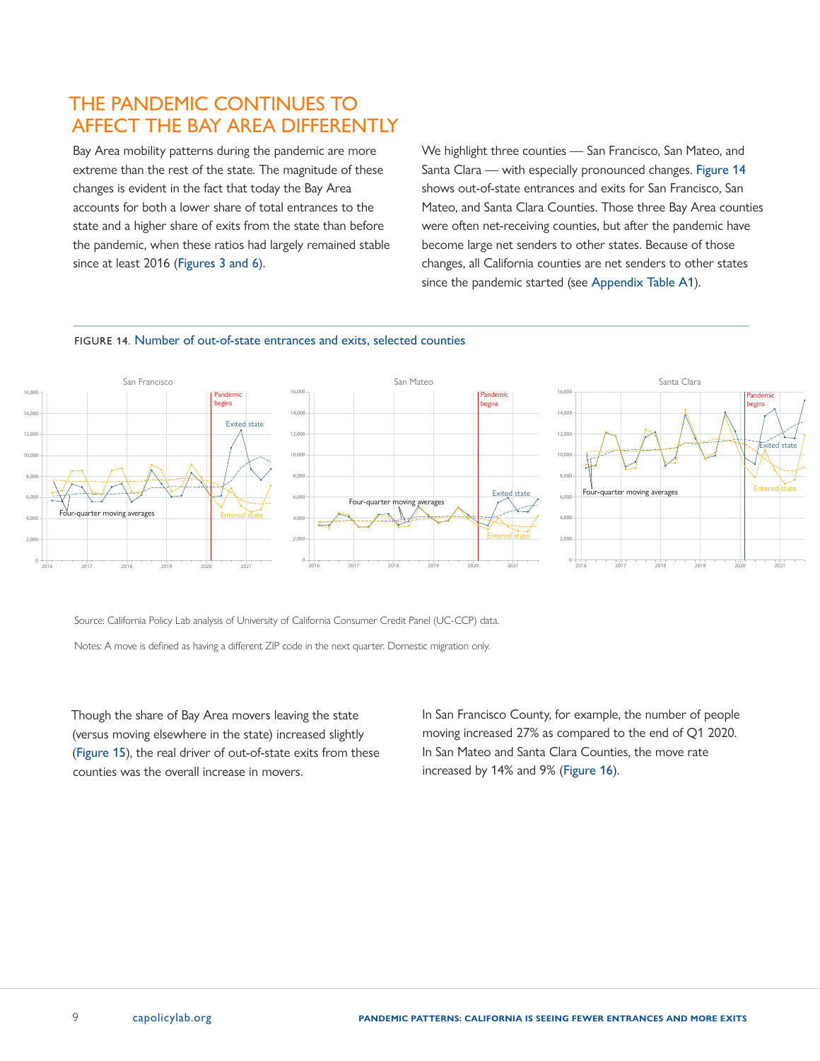## THE PANDEMIC CONTINUES TO AFFECT THE BAY AREA DIFFERENTLY

Bay Area mobility patterns during the pandemic are more extreme than the rest of the state. The magnitude of these changes is evident in the fact that today the Bay Area accounts for both a lower share of total entrances to the state and a higher share of exits from the state than before the pandemic, when these ratios had largely remained stable since at least 2016 (Figures 3 and 6).

We highlight three counties — San Francisco, San Mateo, and Santa Clara — with especially pronounced changes. Figure 14 shows out-of-state entrances and exits for San Francisco, San Mateo, and Santa Clara Counties. Those three Bay Area counties were often net-receiving counties, but after the pandemic have become large net senders to other states. Because of those changes, all California counties are net senders to other states since the pandemic started (see Appendix Table A1).

FIGURE 14. Number of out-of-state entrances and exits, selected counties

Source: California Policy Lab analysis of University of California Consumer Credit Panel (UC-CCP) data.

Notes: A move is defined as having a different ZIP code in the next quarter. Domestic migration only.

Though the share of Bay Area movers leaving the state (versus moving elsewhere in the state) increased slightly (Figure 15), the real driver of out-of-state exits from these counties was the overall increase in movers.

In San Francisco County, for example, the number of people moving increased 27% as compared to the end of Q1 2020. In San Mateo and Santa Clara Counties, the move rate increased by 14% and 9% (Figure 16).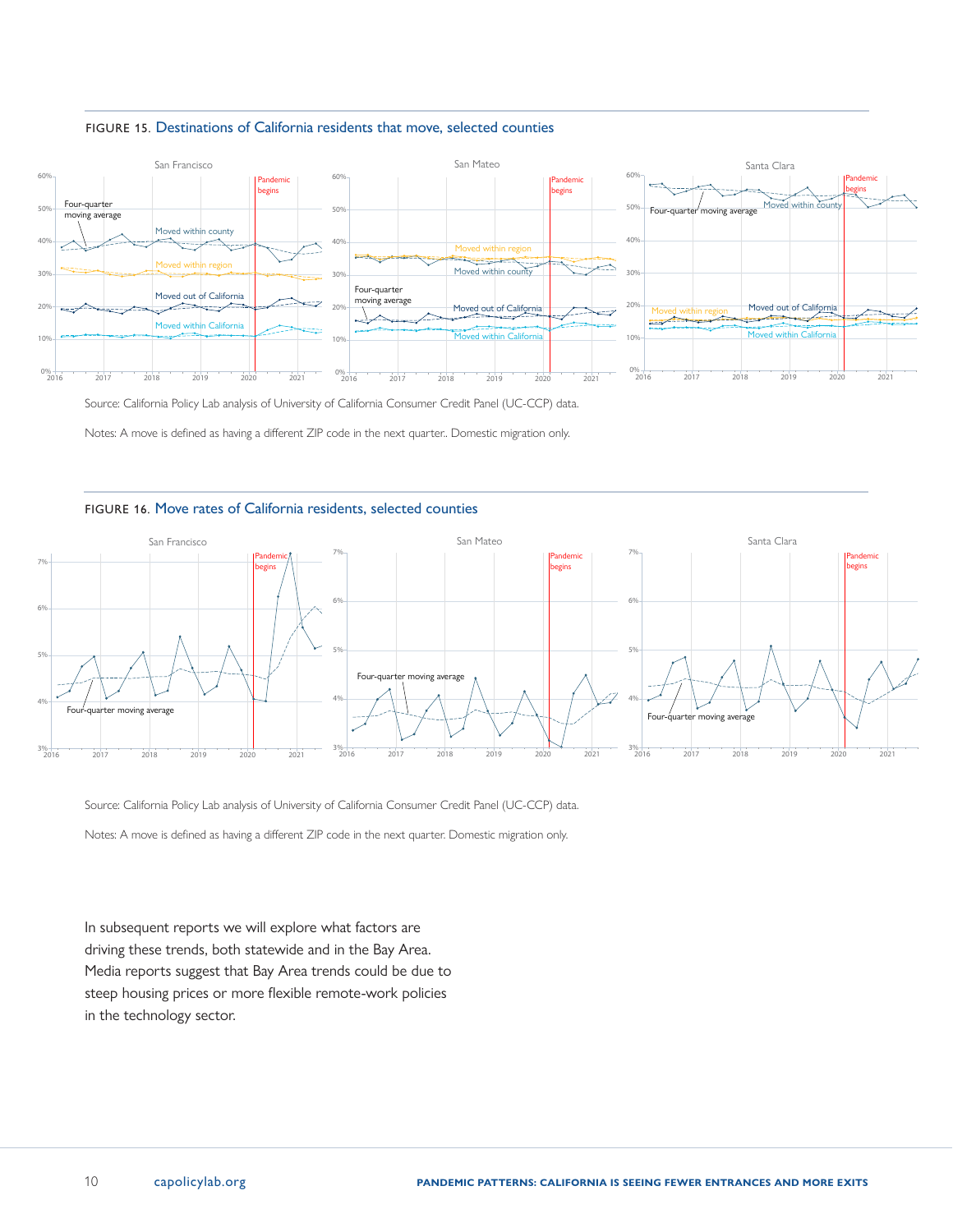FIGURE 15. Destinations of California residents that move, selected counties

Source: California Policy Lab analysis of University of California Consumer Credit Panel (UC-CCP) data.

Notes: A move is defined as having a different ZIP code in the next quarter.. Domestic migration only.

FIGURE 16. Move rates of California residents, selected counties

Source: California Policy Lab analysis of University of California Consumer Credit Panel (UC-CCP) data.

Notes: A move is defined as having a different ZIP code in the next quarter. Domestic migration only.

In subsequent reports we will explore what factors are driving these trends, both statewide and in the Bay Area. Media reports suggest that Bay Area trends could be due to steep housing prices or more flexible remote-work policies in the technology sector.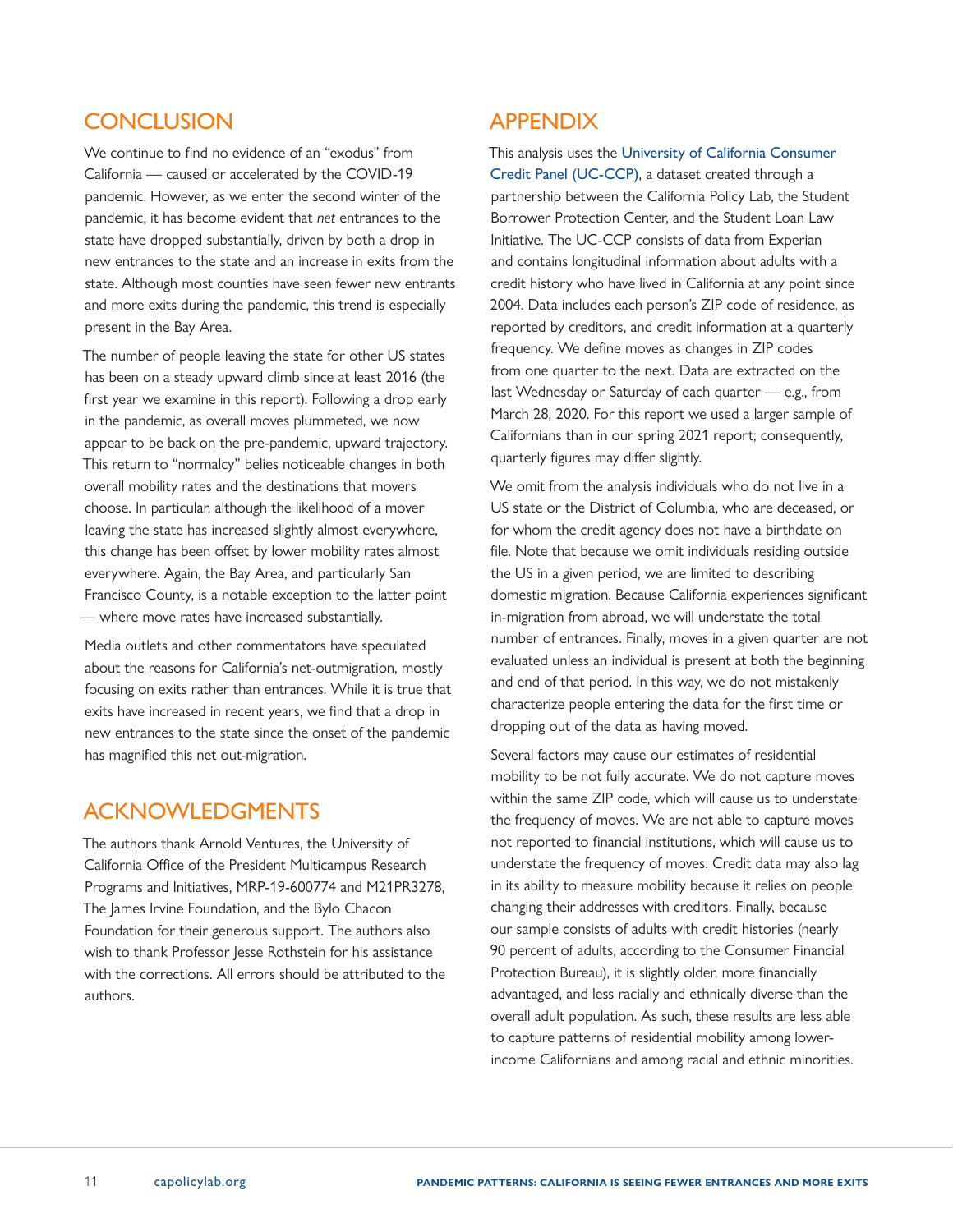## CONCLUSION

We continue to find no evidence of an "exodus" from California — caused or accelerated by the COVID-19 pandemic. However, as we enter the second winter of the pandemic, it has become evident that *net* entrances to the state have dropped substantially, driven by both a drop in new entrances to the state and an increase in exits from the state. Although most counties have seen fewer new entrants and more exits during the pandemic, this trend is especially present in the Bay Area.

The number of people leaving the state for other US states has been on a steady upward climb since at least 2016 (the first year we examine in this report). Following a drop early in the pandemic, as overall moves plummeted, we now appear to be back on the pre-pandemic, upward trajectory. This return to "normalcy" belies noticeable changes in both overall mobility rates and the destinations that movers choose. In particular, although the likelihood of a mover leaving the state has increased slightly almost everywhere, this change has been offset by lower mobility rates almost everywhere. Again, the Bay Area, and particularly San Francisco County, is a notable exception to the latter point — where move rates have increased substantially.

Media outlets and other commentators have speculated about the reasons for California's net-outmigration, mostly focusing on exits rather than entrances. While it is true that exits have increased in recent years, we find that a drop in new entrances to the state since the onset of the pandemic has magnified this net out-migration.

## ACKNOWLEDGMENTS

The authors thank Arnold Ventures, the University of California Office of the President Multicampus Research Programs and Initiatives, MRP-19-600774 and M21PR3278, The James Irvine Foundation, and the Bylo Chacon Foundation for their generous support. The authors also wish to thank Professor Jesse Rothstein for his assistance with the corrections. All errors should be attributed to the authors.

## APPENDIX

This analysis uses the University of California Consumer Credit Panel (UC-CCP), a dataset created through a partnership between the California Policy Lab, the Student Borrower Protection Center, and the Student Loan Law Initiative. The UC-CCP consists of data from Experian and contains longitudinal information about adults with a credit history who have lived in California at any point since 2004. Data includes each person's ZIP code of residence, as reported by creditors, and credit information at a quarterly frequency. We define moves as changes in ZIP codes from one quarter to the next. Data are extracted on the last Wednesday or Saturday of each quarter — e.g., from March 28, 2020. For this report we used a larger sample of Californians than in our spring 2021 report; consequently, quarterly figures may differ slightly.

We omit from the analysis individuals who do not live in a US state or the District of Columbia, who are deceased, or for whom the credit agency does not have a birthdate on file. Note that because we omit individuals residing outside the US in a given period, we are limited to describing domestic migration. Because California experiences significant in-migration from abroad, we will understate the total number of entrances. Finally, moves in a given quarter are not evaluated unless an individual is present at both the beginning and end of that period. In this way, we do not mistakenly characterize people entering the data for the first time or dropping out of the data as having moved.

Several factors may cause our estimates of residential mobility to be not fully accurate. We do not capture moves within the same ZIP code, which will cause us to understate the frequency of moves. We are not able to capture moves not reported to financial institutions, which will cause us to understate the frequency of moves. Credit data may also lag in its ability to measure mobility because it relies on people changing their addresses with creditors. Finally, because our sample consists of adults with credit histories (nearly 90 percent of adults, according to the Consumer Financial Protection Bureau), it is slightly older, more financially advantaged, and less racially and ethnically diverse than the overall adult population. As such, these results are less able to capture patterns of residential mobility among lower-income Californians and among racial and ethnic minorities.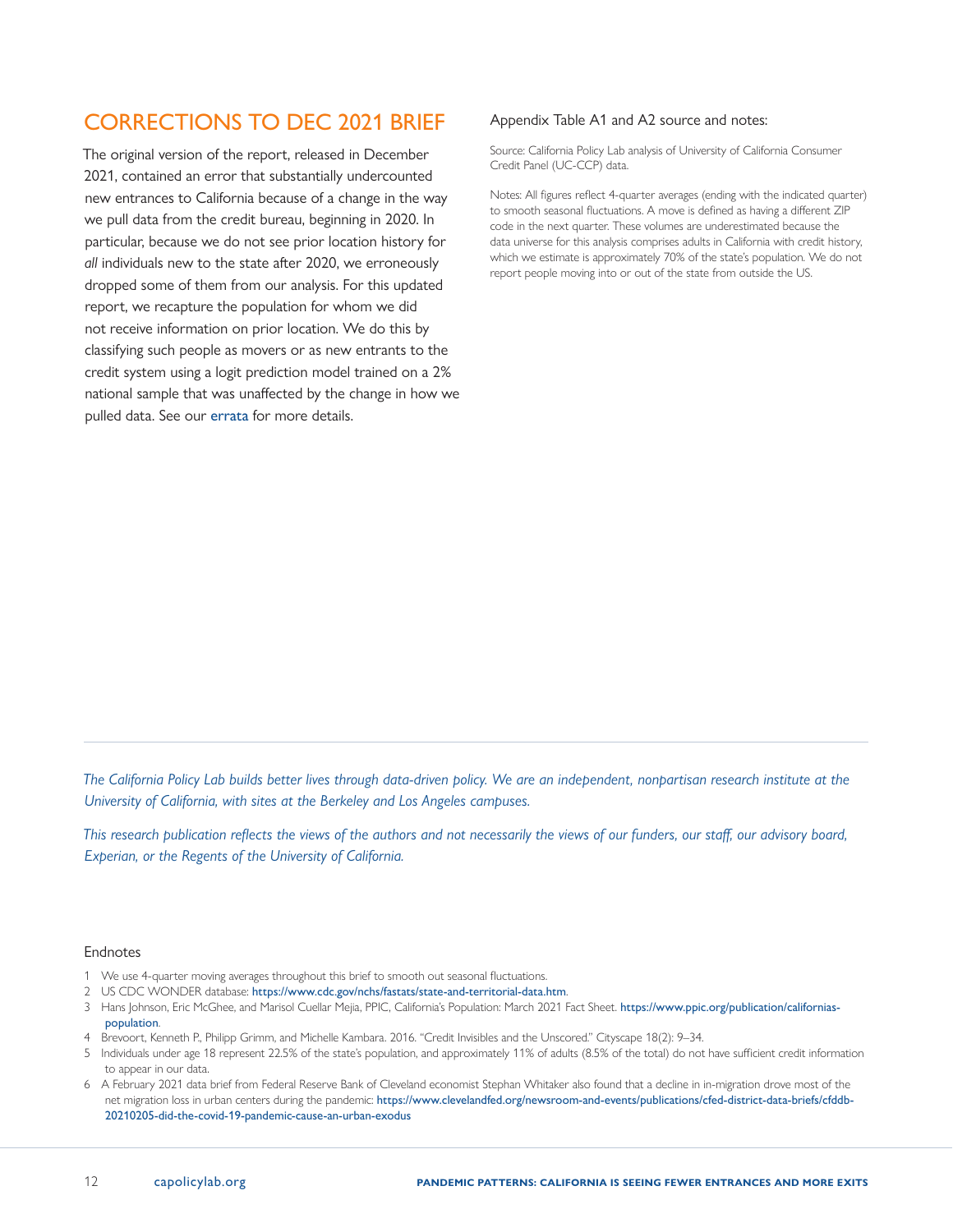## CORRECTIONS TO DEC 2021 BRIEF

The original version of the report, released in December 2021, contained an error that substantially undercounted new entrances to California because of a change in the way we pull data from the credit bureau, beginning in 2020. In particular, because we do not see prior location history for *all* individuals new to the state after 2020, we erroneously dropped some of them from our analysis. For this updated report, we recapture the population for whom we did not receive information on prior location. We do this by classifying such people as movers or as new entrants to the credit system using a logit prediction model trained on a 2% national sample that was unaffected by the change in how we pulled data. See our errata for more details.

Appendix Table A1 and A2 source and notes:

Source: California Policy Lab analysis of University of California Consumer Credit Panel (UC-CCP) data.

Notes: All figures reflect 4-quarter averages (ending with the indicated quarter) to smooth seasonal fluctuations. A move is defined as having a different ZIP code in the next quarter. These volumes are underestimated because the data universe for this analysis comprises adults in California with credit history, which we estimate is approximately 70% of the state's population. We do not report people moving into or out of the state from outside the US.

---

*The California Policy Lab builds better lives through data-driven policy. We are an independent, nonpartisan research institute at the University of California, with sites at the Berkeley and Los Angeles campuses.*

*This research publication reflects the views of the authors and not necessarily the views of our funders, our staff, our advisory board, Experian, or the Regents of the University of California.*

### Endnotes

1. We use 4-quarter moving averages throughout this brief to smooth out seasonal fluctuations.
2. US CDC WONDER database: https://www.cdc.gov/nchs/fastats/state-and-territorial-data.htm.
3. Hans Johnson, Eric McGhee, and Marisol Cuellar Mejia, PPIC, California's Population: March 2021 Fact Sheet. https://www.ppic.org/publication/californias-population.
4. Brevoort, Kenneth P., Philipp Grimm, and Michelle Kambara. 2016. "Credit Invisibles and the Unscored." Cityscape 18(2): 9–34.
5. Individuals under age 18 represent 22.5% of the state's population, and approximately 11% of adults (8.5% of the total) do not have sufficient credit information to appear in our data.
6. A February 2021 data brief from Federal Reserve Bank of Cleveland economist Stephan Whitaker also found that a decline in in-migration drove most of the net migration loss in urban centers during the pandemic: https://www.clevelandfed.org/newsroom-and-events/publications/cfed-district-data-briefs/cfddb-20210205-did-the-covid-19-pandemic-cause-an-urban-exodus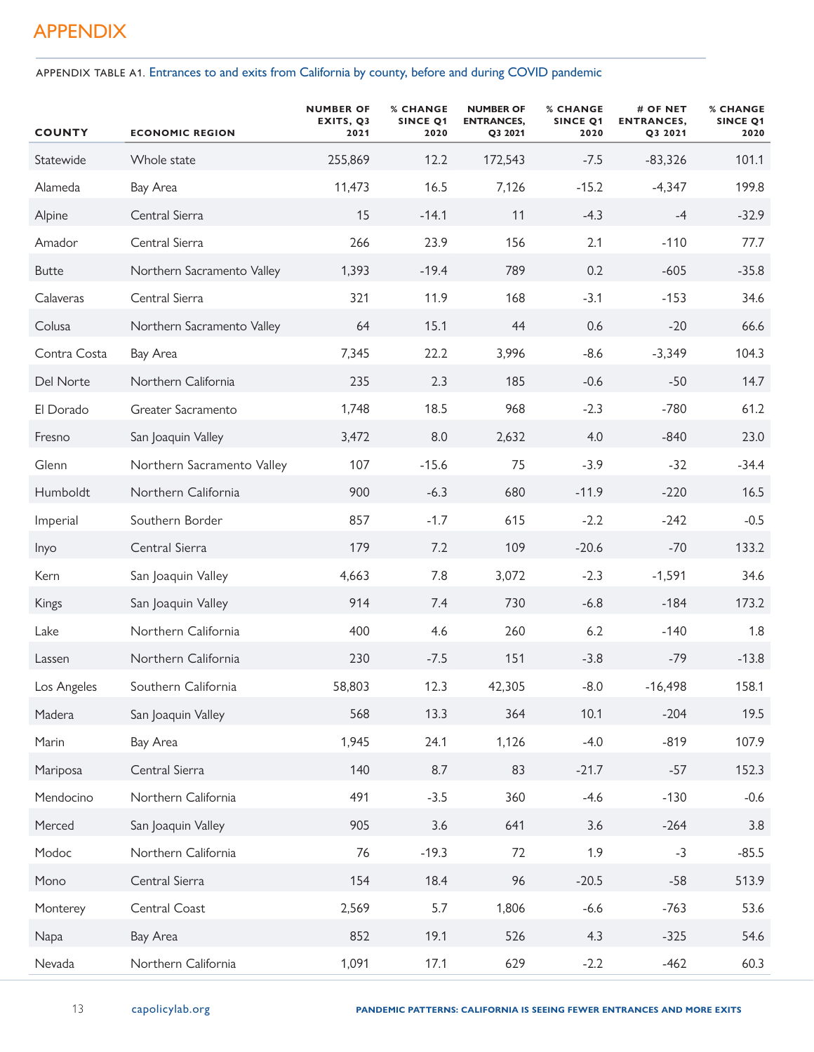# APPENDIX

APPENDIX TABLE A1. Entrances to and exits from California by county, before and during COVID pandemic

| COUNTY | ECONOMIC REGION | NUMBER OF EXITS, Q3 2021 | % CHANGE SINCE Q1 2020 | NUMBER OF ENTRANCES, Q3 2021 | % CHANGE SINCE Q1 2020 | # OF NET ENTRANCES, Q3 2021 | % CHANGE SINCE Q1 2020 |
|---|---|---|---|---|---|---|---|
| Statewide | Whole state | 255,869 | 12.2 | 172,543 | -7.5 | -83,326 | 101.1 |
| Alameda | Bay Area | 11,473 | 16.5 | 7,126 | -15.2 | -4,347 | 199.8 |
| Alpine | Central Sierra | 15 | -14.1 | 11 | -4.3 | -4 | -32.9 |
| Amador | Central Sierra | 266 | 23.9 | 156 | 2.1 | -110 | 77.7 |
| Butte | Northern Sacramento Valley | 1,393 | -19.4 | 789 | 0.2 | -605 | -35.8 |
| Calaveras | Central Sierra | 321 | 11.9 | 168 | -3.1 | -153 | 34.6 |
| Colusa | Northern Sacramento Valley | 64 | 15.1 | 44 | 0.6 | -20 | 66.6 |
| Contra Costa | Bay Area | 7,345 | 22.2 | 3,996 | -8.6 | -3,349 | 104.3 |
| Del Norte | Northern California | 235 | 2.3 | 185 | -0.6 | -50 | 14.7 |
| El Dorado | Greater Sacramento | 1,748 | 18.5 | 968 | -2.3 | -780 | 61.2 |
| Fresno | San Joaquin Valley | 3,472 | 8.0 | 2,632 | 4.0 | -840 | 23.0 |
| Glenn | Northern Sacramento Valley | 107 | -15.6 | 75 | -3.9 | -32 | -34.4 |
| Humboldt | Northern California | 900 | -6.3 | 680 | -11.9 | -220 | 16.5 |
| Imperial | Southern Border | 857 | -1.7 | 615 | -2.2 | -242 | -0.5 |
| Inyo | Central Sierra | 179 | 7.2 | 109 | -20.6 | -70 | 133.2 |
| Kern | San Joaquin Valley | 4,663 | 7.8 | 3,072 | -2.3 | -1,591 | 34.6 |
| Kings | San Joaquin Valley | 914 | 7.4 | 730 | -6.8 | -184 | 173.2 |
| Lake | Northern California | 400 | 4.6 | 260 | 6.2 | -140 | 1.8 |
| Lassen | Northern California | 230 | -7.5 | 151 | -3.8 | -79 | -13.8 |
| Los Angeles | Southern California | 58,803 | 12.3 | 42,305 | -8.0 | -16,498 | 158.1 |
| Madera | San Joaquin Valley | 568 | 13.3 | 364 | 10.1 | -204 | 19.5 |
| Marin | Bay Area | 1,945 | 24.1 | 1,126 | -4.0 | -819 | 107.9 |
| Mariposa | Central Sierra | 140 | 8.7 | 83 | -21.7 | -57 | 152.3 |
| Mendocino | Northern California | 491 | -3.5 | 360 | -4.6 | -130 | -0.6 |
| Merced | San Joaquin Valley | 905 | 3.6 | 641 | 3.6 | -264 | 3.8 |
| Modoc | Northern California | 76 | -19.3 | 72 | 1.9 | -3 | -85.5 |
| Mono | Central Sierra | 154 | 18.4 | 96 | -20.5 | -58 | 513.9 |
| Monterey | Central Coast | 2,569 | 5.7 | 1,806 | -6.6 | -763 | 53.6 |
| Napa | Bay Area | 852 | 19.1 | 526 | 4.3 | -325 | 54.6 |
| Nevada | Northern California | 1,091 | 17.1 | 629 | -2.2 | -462 | 60.3 |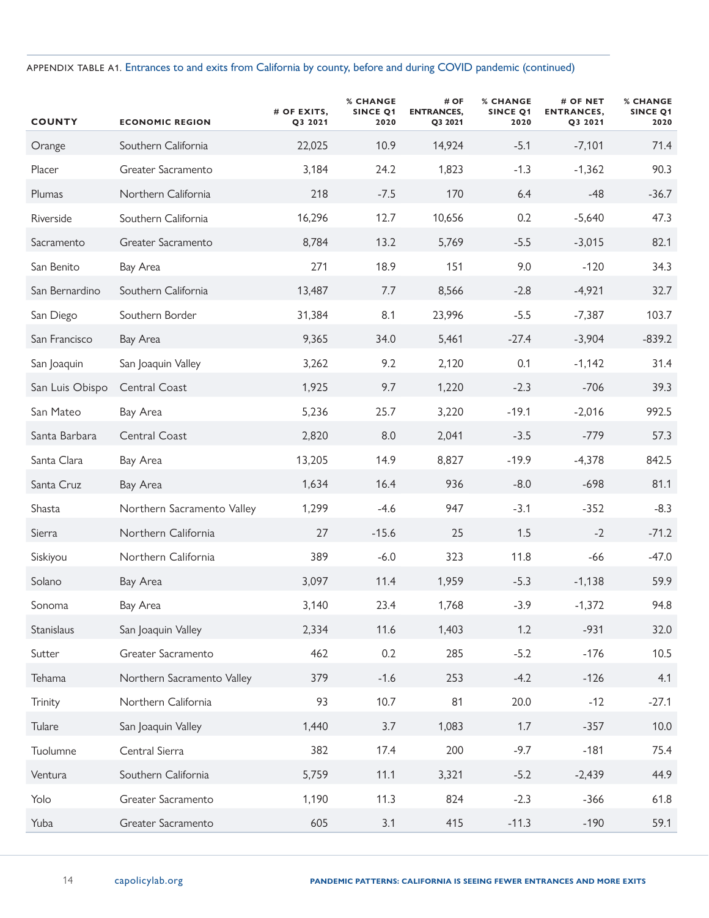APPENDIX TABLE A1. Entrances to and exits from California by county, before and during COVID pandemic (continued)

| COUNTY | ECONOMIC REGION | # OF EXITS, Q3 2021 | % CHANGE SINCE Q1 2020 | # OF ENTRANCES, Q3 2021 | % CHANGE SINCE Q1 2020 | # OF NET ENTRANCES, Q3 2021 | % CHANGE SINCE Q1 2020 |
|---|---|---|---|---|---|---|---|
| Orange | Southern California | 22,025 | 10.9 | 14,924 | -5.1 | -7,101 | 71.4 |
| Placer | Greater Sacramento | 3,184 | 24.2 | 1,823 | -1.3 | -1,362 | 90.3 |
| Plumas | Northern California | 218 | -7.5 | 170 | 6.4 | -48 | -36.7 |
| Riverside | Southern California | 16,296 | 12.7 | 10,656 | 0.2 | -5,640 | 47.3 |
| Sacramento | Greater Sacramento | 8,784 | 13.2 | 5,769 | -5.5 | -3,015 | 82.1 |
| San Benito | Bay Area | 271 | 18.9 | 151 | 9.0 | -120 | 34.3 |
| San Bernardino | Southern California | 13,487 | 7.7 | 8,566 | -2.8 | -4,921 | 32.7 |
| San Diego | Southern Border | 31,384 | 8.1 | 23,996 | -5.5 | -7,387 | 103.7 |
| San Francisco | Bay Area | 9,365 | 34.0 | 5,461 | -27.4 | -3,904 | -839.2 |
| San Joaquin | San Joaquin Valley | 3,262 | 9.2 | 2,120 | 0.1 | -1,142 | 31.4 |
| San Luis Obispo | Central Coast | 1,925 | 9.7 | 1,220 | -2.3 | -706 | 39.3 |
| San Mateo | Bay Area | 5,236 | 25.7 | 3,220 | -19.1 | -2,016 | 992.5 |
| Santa Barbara | Central Coast | 2,820 | 8.0 | 2,041 | -3.5 | -779 | 57.3 |
| Santa Clara | Bay Area | 13,205 | 14.9 | 8,827 | -19.9 | -4,378 | 842.5 |
| Santa Cruz | Bay Area | 1,634 | 16.4 | 936 | -8.0 | -698 | 81.1 |
| Shasta | Northern Sacramento Valley | 1,299 | -4.6 | 947 | -3.1 | -352 | -8.3 |
| Sierra | Northern California | 27 | -15.6 | 25 | 1.5 | -2 | -71.2 |
| Siskiyou | Northern California | 389 | -6.0 | 323 | 11.8 | -66 | -47.0 |
| Solano | Bay Area | 3,097 | 11.4 | 1,959 | -5.3 | -1,138 | 59.9 |
| Sonoma | Bay Area | 3,140 | 23.4 | 1,768 | -3.9 | -1,372 | 94.8 |
| Stanislaus | San Joaquin Valley | 2,334 | 11.6 | 1,403 | 1.2 | -931 | 32.0 |
| Sutter | Greater Sacramento | 462 | 0.2 | 285 | -5.2 | -176 | 10.5 |
| Tehama | Northern Sacramento Valley | 379 | -1.6 | 253 | -4.2 | -126 | 4.1 |
| Trinity | Northern California | 93 | 10.7 | 81 | 20.0 | -12 | -27.1 |
| Tulare | San Joaquin Valley | 1,440 | 3.7 | 1,083 | 1.7 | -357 | 10.0 |
| Tuolumne | Central Sierra | 382 | 17.4 | 200 | -9.7 | -181 | 75.4 |
| Ventura | Southern California | 5,759 | 11.1 | 3,321 | -5.2 | -2,439 | 44.9 |
| Yolo | Greater Sacramento | 1,190 | 11.3 | 824 | -2.3 | -366 | 61.8 |
| Yuba | Greater Sacramento | 605 | 3.1 | 415 | -11.3 | -190 | 59.1 |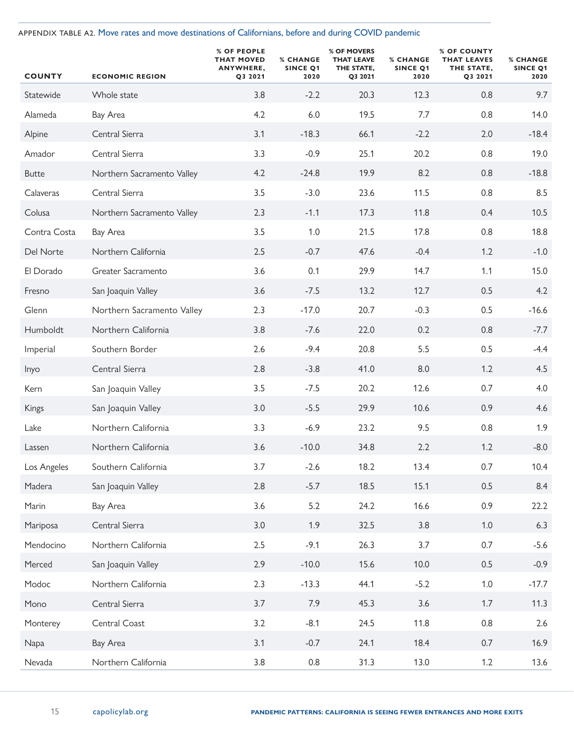APPENDIX TABLE A2. Move rates and move destinations of Californians, before and during COVID pandemic

| COUNTY | ECONOMIC REGION | % OF PEOPLE THAT MOVED ANYWHERE, Q3 2021 | % CHANGE SINCE Q1 2020 | % OF MOVERS THAT LEAVE THE STATE, Q3 2021 | % CHANGE SINCE Q1 2020 | % OF COUNTY THAT LEAVES THE STATE, Q3 2021 | % CHANGE SINCE Q1 2020 |
|---|---|---|---|---|---|---|---|
| Statewide | Whole state | 3.8 | -2.2 | 20.3 | 12.3 | 0.8 | 9.7 |
| Alameda | Bay Area | 4.2 | 6.0 | 19.5 | 7.7 | 0.8 | 14.0 |
| Alpine | Central Sierra | 3.1 | -18.3 | 66.1 | -2.2 | 2.0 | -18.4 |
| Amador | Central Sierra | 3.3 | -0.9 | 25.1 | 20.2 | 0.8 | 19.0 |
| Butte | Northern Sacramento Valley | 4.2 | -24.8 | 19.9 | 8.2 | 0.8 | -18.8 |
| Calaveras | Central Sierra | 3.5 | -3.0 | 23.6 | 11.5 | 0.8 | 8.5 |
| Colusa | Northern Sacramento Valley | 2.3 | -1.1 | 17.3 | 11.8 | 0.4 | 10.5 |
| Contra Costa | Bay Area | 3.5 | 1.0 | 21.5 | 17.8 | 0.8 | 18.8 |
| Del Norte | Northern California | 2.5 | -0.7 | 47.6 | -0.4 | 1.2 | -1.0 |
| El Dorado | Greater Sacramento | 3.6 | 0.1 | 29.9 | 14.7 | 1.1 | 15.0 |
| Fresno | San Joaquin Valley | 3.6 | -7.5 | 13.2 | 12.7 | 0.5 | 4.2 |
| Glenn | Northern Sacramento Valley | 2.3 | -17.0 | 20.7 | -0.3 | 0.5 | -16.6 |
| Humboldt | Northern California | 3.8 | -7.6 | 22.0 | 0.2 | 0.8 | -7.7 |
| Imperial | Southern Border | 2.6 | -9.4 | 20.8 | 5.5 | 0.5 | -4.4 |
| Inyo | Central Sierra | 2.8 | -3.8 | 41.0 | 8.0 | 1.2 | 4.5 |
| Kern | San Joaquin Valley | 3.5 | -7.5 | 20.2 | 12.6 | 0.7 | 4.0 |
| Kings | San Joaquin Valley | 3.0 | -5.5 | 29.9 | 10.6 | 0.9 | 4.6 |
| Lake | Northern California | 3.3 | -6.9 | 23.2 | 9.5 | 0.8 | 1.9 |
| Lassen | Northern California | 3.6 | -10.0 | 34.8 | 2.2 | 1.2 | -8.0 |
| Los Angeles | Southern California | 3.7 | -2.6 | 18.2 | 13.4 | 0.7 | 10.4 |
| Madera | San Joaquin Valley | 2.8 | -5.7 | 18.5 | 15.1 | 0.5 | 8.4 |
| Marin | Bay Area | 3.6 | 5.2 | 24.2 | 16.6 | 0.9 | 22.2 |
| Mariposa | Central Sierra | 3.0 | 1.9 | 32.5 | 3.8 | 1.0 | 6.3 |
| Mendocino | Northern California | 2.5 | -9.1 | 26.3 | 3.7 | 0.7 | -5.6 |
| Merced | San Joaquin Valley | 2.9 | -10.0 | 15.6 | 10.0 | 0.5 | -0.9 |
| Modoc | Northern California | 2.3 | -13.3 | 44.1 | -5.2 | 1.0 | -17.7 |
| Mono | Central Sierra | 3.7 | 7.9 | 45.3 | 3.6 | 1.7 | 11.3 |
| Monterey | Central Coast | 3.2 | -8.1 | 24.5 | 11.8 | 0.8 | 2.6 |
| Napa | Bay Area | 3.1 | -0.7 | 24.1 | 18.4 | 0.7 | 16.9 |
| Nevada | Northern California | 3.8 | 0.8 | 31.3 | 13.0 | 1.2 | 13.6 |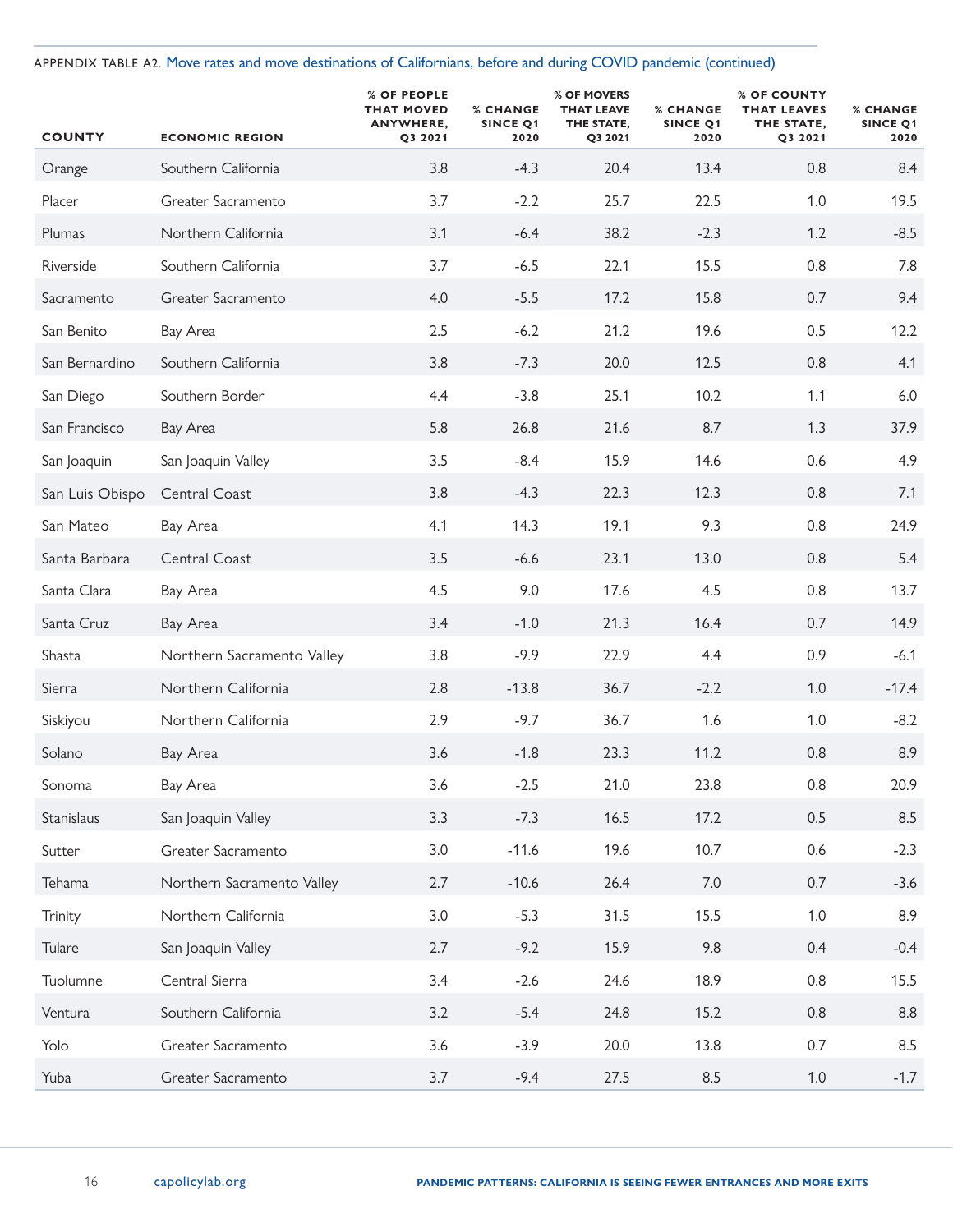APPENDIX TABLE A2. Move rates and move destinations of Californians, before and during COVID pandemic (continued)

| COUNTY | ECONOMIC REGION | % OF PEOPLE THAT MOVED ANYWHERE, Q3 2021 | % CHANGE SINCE Q1 2020 | % OF MOVERS THAT LEAVE THE STATE, Q3 2021 | % CHANGE SINCE Q1 2020 | % OF COUNTY THAT LEAVES THE STATE, Q3 2021 | % CHANGE SINCE Q1 2020 |
|---|---|---|---|---|---|---|---|
| Orange | Southern California | 3.8 | -4.3 | 20.4 | 13.4 | 0.8 | 8.4 |
| Placer | Greater Sacramento | 3.7 | -2.2 | 25.7 | 22.5 | 1.0 | 19.5 |
| Plumas | Northern California | 3.1 | -6.4 | 38.2 | -2.3 | 1.2 | -8.5 |
| Riverside | Southern California | 3.7 | -6.5 | 22.1 | 15.5 | 0.8 | 7.8 |
| Sacramento | Greater Sacramento | 4.0 | -5.5 | 17.2 | 15.8 | 0.7 | 9.4 |
| San Benito | Bay Area | 2.5 | -6.2 | 21.2 | 19.6 | 0.5 | 12.2 |
| San Bernardino | Southern California | 3.8 | -7.3 | 20.0 | 12.5 | 0.8 | 4.1 |
| San Diego | Southern Border | 4.4 | -3.8 | 25.1 | 10.2 | 1.1 | 6.0 |
| San Francisco | Bay Area | 5.8 | 26.8 | 21.6 | 8.7 | 1.3 | 37.9 |
| San Joaquin | San Joaquin Valley | 3.5 | -8.4 | 15.9 | 14.6 | 0.6 | 4.9 |
| San Luis Obispo | Central Coast | 3.8 | -4.3 | 22.3 | 12.3 | 0.8 | 7.1 |
| San Mateo | Bay Area | 4.1 | 14.3 | 19.1 | 9.3 | 0.8 | 24.9 |
| Santa Barbara | Central Coast | 3.5 | -6.6 | 23.1 | 13.0 | 0.8 | 5.4 |
| Santa Clara | Bay Area | 4.5 | 9.0 | 17.6 | 4.5 | 0.8 | 13.7 |
| Santa Cruz | Bay Area | 3.4 | -1.0 | 21.3 | 16.4 | 0.7 | 14.9 |
| Shasta | Northern Sacramento Valley | 3.8 | -9.9 | 22.9 | 4.4 | 0.9 | -6.1 |
| Sierra | Northern California | 2.8 | -13.8 | 36.7 | -2.2 | 1.0 | -17.4 |
| Siskiyou | Northern California | 2.9 | -9.7 | 36.7 | 1.6 | 1.0 | -8.2 |
| Solano | Bay Area | 3.6 | -1.8 | 23.3 | 11.2 | 0.8 | 8.9 |
| Sonoma | Bay Area | 3.6 | -2.5 | 21.0 | 23.8 | 0.8 | 20.9 |
| Stanislaus | San Joaquin Valley | 3.3 | -7.3 | 16.5 | 17.2 | 0.5 | 8.5 |
| Sutter | Greater Sacramento | 3.0 | -11.6 | 19.6 | 10.7 | 0.6 | -2.3 |
| Tehama | Northern Sacramento Valley | 2.7 | -10.6 | 26.4 | 7.0 | 0.7 | -3.6 |
| Trinity | Northern California | 3.0 | -5.3 | 31.5 | 15.5 | 1.0 | 8.9 |
| Tulare | San Joaquin Valley | 2.7 | -9.2 | 15.9 | 9.8 | 0.4 | -0.4 |
| Tuolumne | Central Sierra | 3.4 | -2.6 | 24.6 | 18.9 | 0.8 | 15.5 |
| Ventura | Southern California | 3.2 | -5.4 | 24.8 | 15.2 | 0.8 | 8.8 |
| Yolo | Greater Sacramento | 3.6 | -3.9 | 20.0 | 13.8 | 0.7 | 8.5 |
| Yuba | Greater Sacramento | 3.7 | -9.4 | 27.5 | 8.5 | 1.0 | -1.7 |